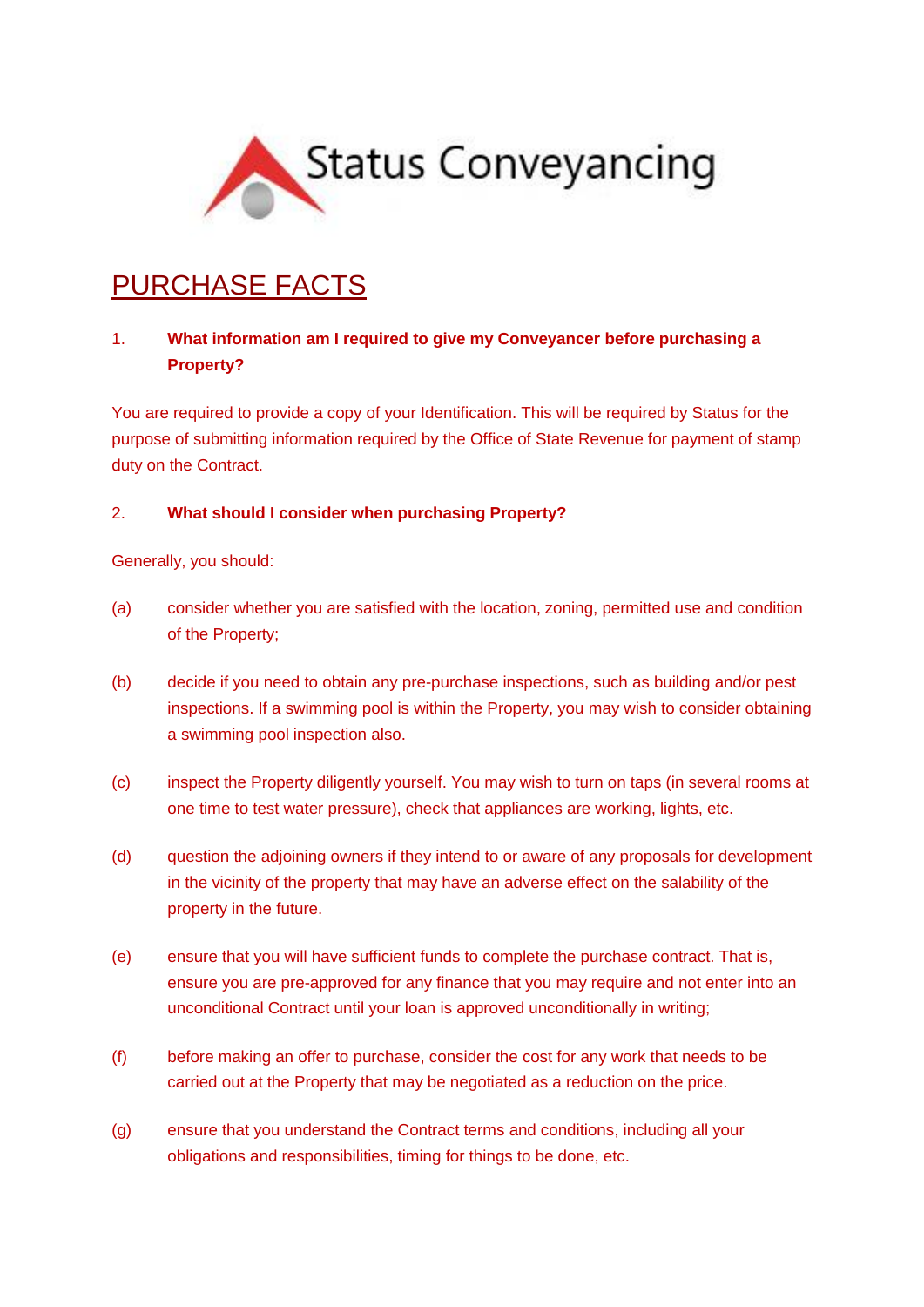Status Conveyancing

# PURCHASE FACTS

**1. What information am I required to give my Conveyancer before purchasing a Property?**

You are required to provide a copy of your Identification. This will be required by Status for the purpose of submitting information required by the Office of State Revenue for payment of stamp duty on the Contract.

**2. What should I consider when purchasing Property?**

Generally, you should:

(a) consider whether you are satisfied with the location, zoning, permitted use and condition of the Property;

(b) decide if you need to obtain any pre-purchase inspections, such as building and/or pest inspections. If a swimming pool is within the Property, you may wish to consider obtaining a swimming pool inspection also.

(c) inspect the Property diligently yourself. You may wish to turn on taps (in several rooms at one time to test water pressure), check that appliances are working, lights, etc.

(d) question the adjoining owners if they intend to or aware of any proposals for development in the vicinity of the property that may have an adverse effect on the salability of the property in the future.

(e) ensure that you will have sufficient funds to complete the purchase contract. That is, ensure you are pre-approved for any finance that you may require and not enter into an unconditional Contract until your loan is approved unconditionally in writing;

(f) before making an offer to purchase, consider the cost for any work that needs to be carried out at the Property that may be negotiated as a reduction on the price.

(g) ensure that you understand the Contract terms and conditions, including all your obligations and responsibilities, timing for things to be done, etc.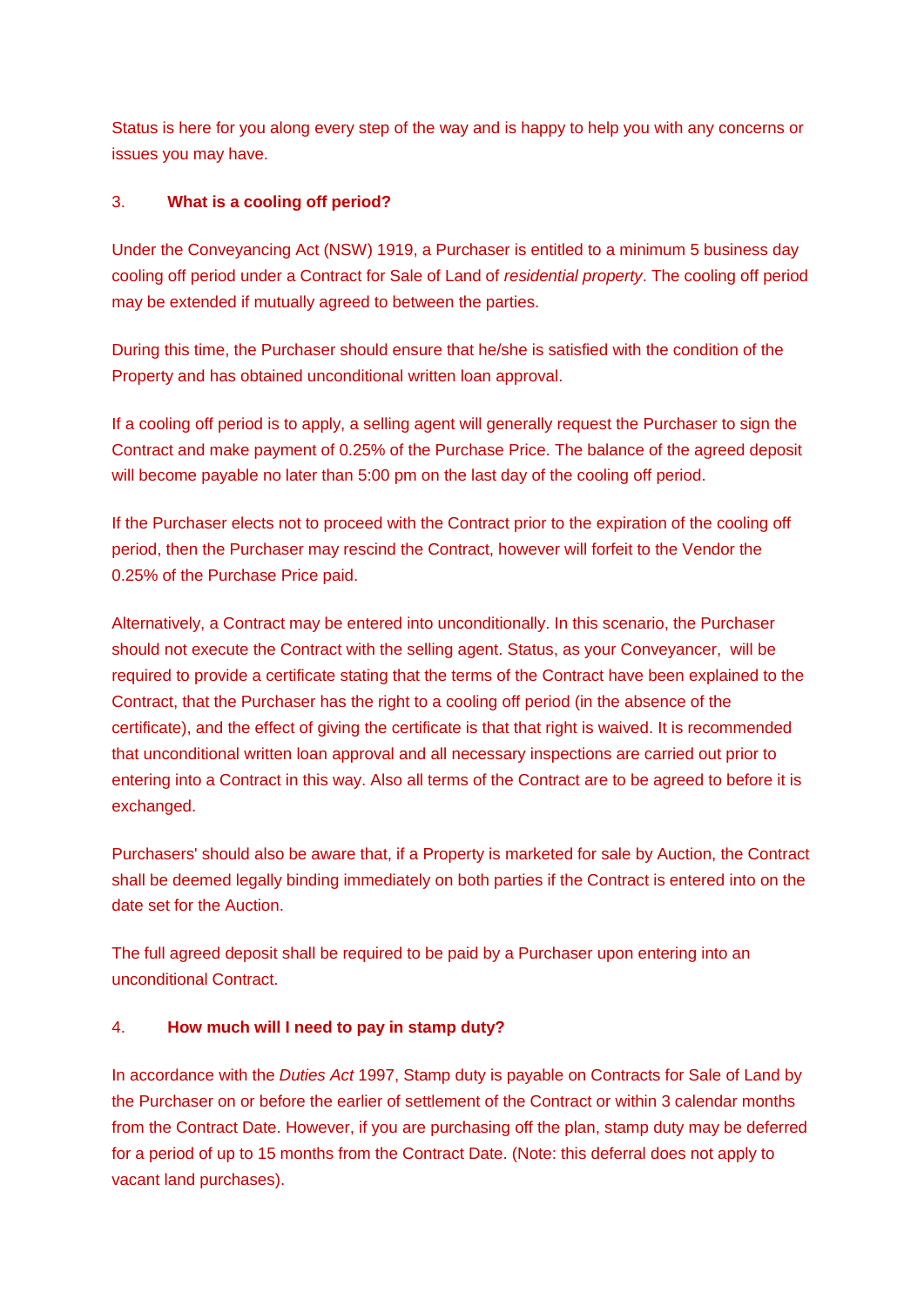Status is here for you along every step of the way and is happy to help you with any concerns or issues you may have.

## 3. What is a cooling off period?

Under the Conveyancing Act (NSW) 1919, a Purchaser is entitled to a minimum 5 business day cooling off period under a Contract for Sale of Land of *residential property*. The cooling off period may be extended if mutually agreed to between the parties.

During this time, the Purchaser should ensure that he/she is satisfied with the condition of the Property and has obtained unconditional written loan approval.

If a cooling off period is to apply, a selling agent will generally request the Purchaser to sign the Contract and make payment of 0.25% of the Purchase Price. The balance of the agreed deposit will become payable no later than 5:00 pm on the last day of the cooling off period.

If the Purchaser elects not to proceed with the Contract prior to the expiration of the cooling off period, then the Purchaser may rescind the Contract, however will forfeit to the Vendor the 0.25% of the Purchase Price paid.

Alternatively, a Contract may be entered into unconditionally. In this scenario, the Purchaser should not execute the Contract with the selling agent. Status, as your Conveyancer, will be required to provide a certificate stating that the terms of the Contract have been explained to the Contract, that the Purchaser has the right to a cooling off period (in the absence of the certificate), and the effect of giving the certificate is that that right is waived. It is recommended that unconditional written loan approval and all necessary inspections are carried out prior to entering into a Contract in this way. Also all terms of the Contract are to be agreed to before it is exchanged.

Purchasers' should also be aware that, if a Property is marketed for sale by Auction, the Contract shall be deemed legally binding immediately on both parties if the Contract is entered into on the date set for the Auction.

The full agreed deposit shall be required to be paid by a Purchaser upon entering into an unconditional Contract.

## 4. How much will I need to pay in stamp duty?

In accordance with the *Duties Act* 1997, Stamp duty is payable on Contracts for Sale of Land by the Purchaser on or before the earlier of settlement of the Contract or within 3 calendar months from the Contract Date. However, if you are purchasing off the plan, stamp duty may be deferred for a period of up to 15 months from the Contract Date. (Note: this deferral does not apply to vacant land purchases).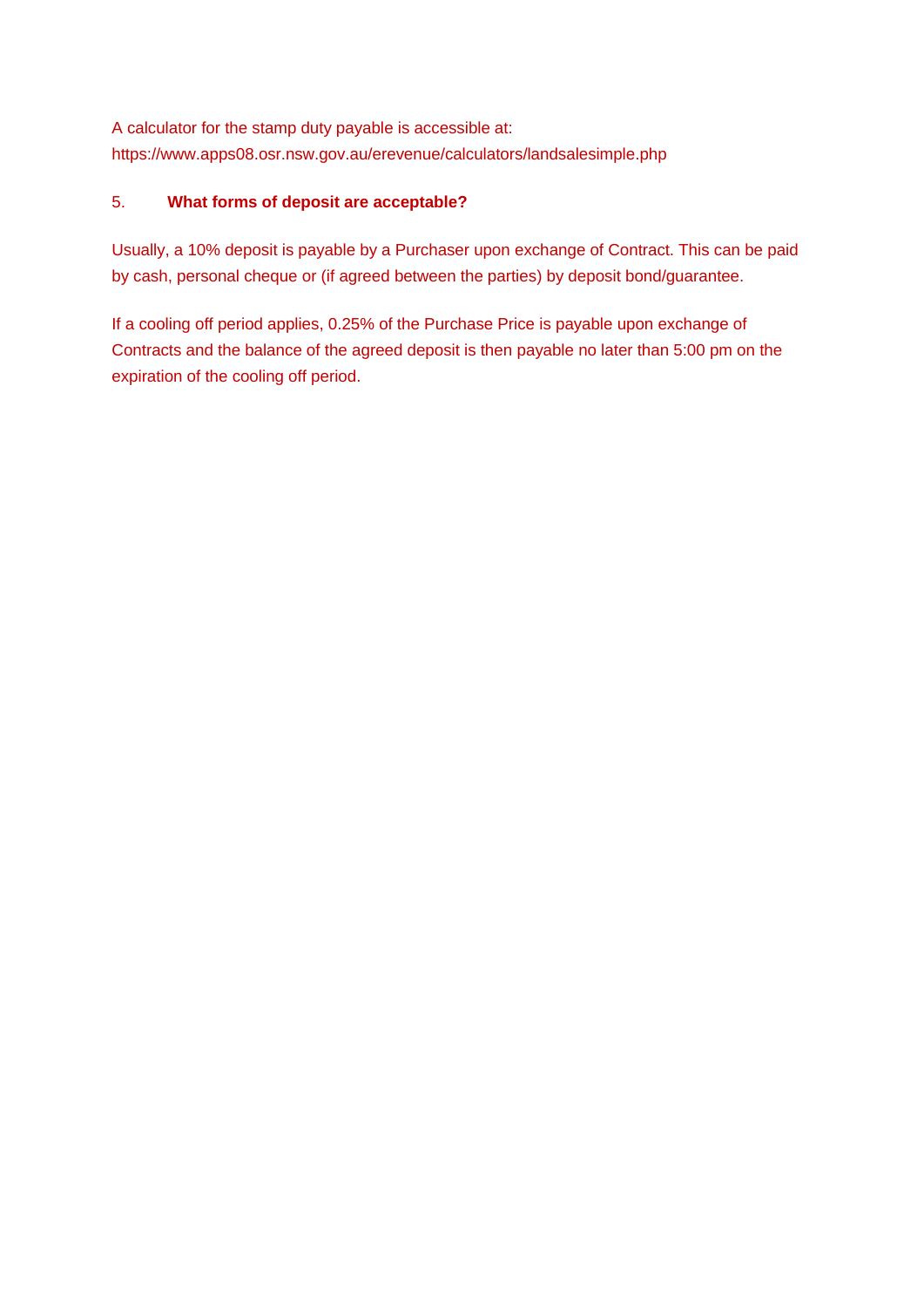A calculator for the stamp duty payable is accessible at:
https://www.apps08.osr.nsw.gov.au/erevenue/calculators/landsalesimple.php

5. **What forms of deposit are acceptable?**

Usually, a 10% deposit is payable by a Purchaser upon exchange of Contract. This can be paid by cash, personal cheque or (if agreed between the parties) by deposit bond/guarantee.

If a cooling off period applies, 0.25% of the Purchase Price is payable upon exchange of Contracts and the balance of the agreed deposit is then payable no later than 5:00 pm on the expiration of the cooling off period.